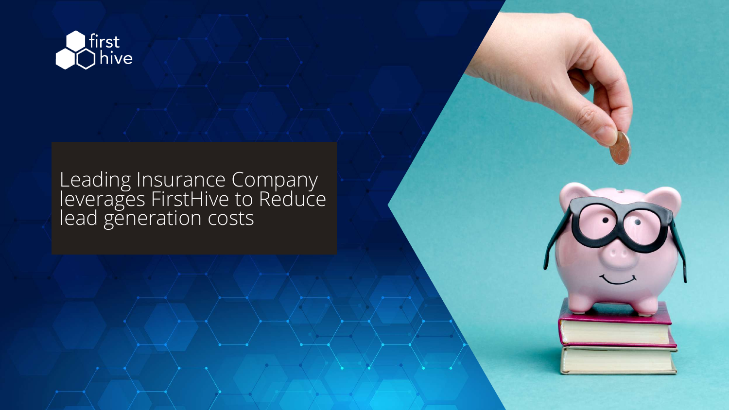first hive

# Leading Insurance Company leverages FirstHive to Reduce lead generation costs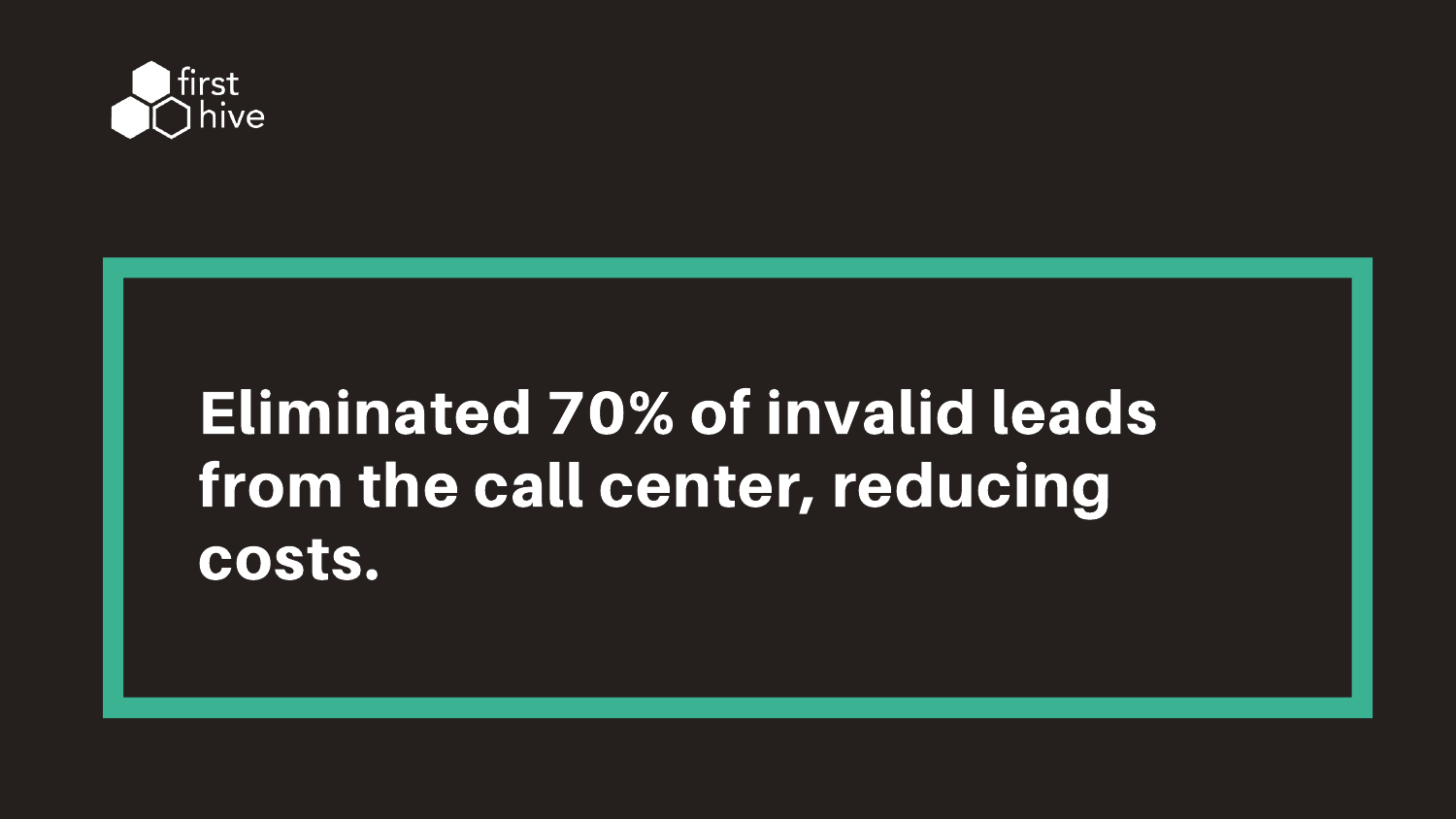first hive

**Eliminated 70% of invalid leads from the call center, reducing costs.**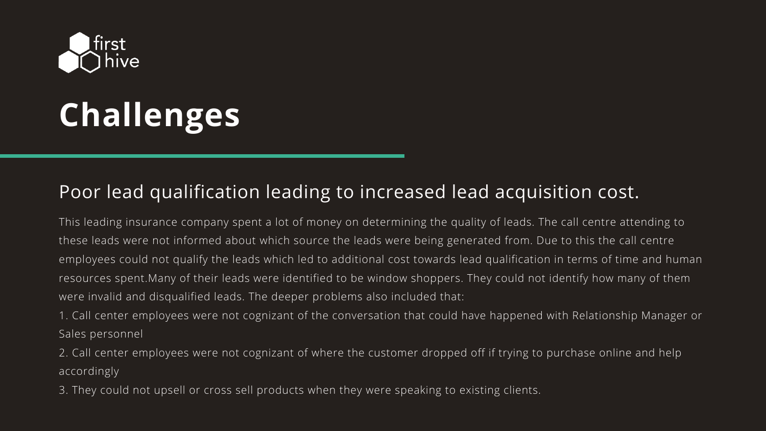# Challenges

## Poor lead qualification leading to increased lead acquisition cost.

This leading insurance company spent a lot of money on determining the quality of leads. The call centre attending to these leads were not informed about which source the leads were being generated from. Due to this the call centre employees could not qualify the leads which led to additional cost towards lead qualification in terms of time and human resources spent.Many of their leads were identified to be window shoppers. They could not identify how many of them were invalid and disqualified leads. The deeper problems also included that:

1. Call center employees were not cognizant of the conversation that could have happened with Relationship Manager or Sales personnel
2. Call center employees were not cognizant of where the customer dropped off if trying to purchase online and help accordingly
3. They could not upsell or cross sell products when they were speaking to existing clients.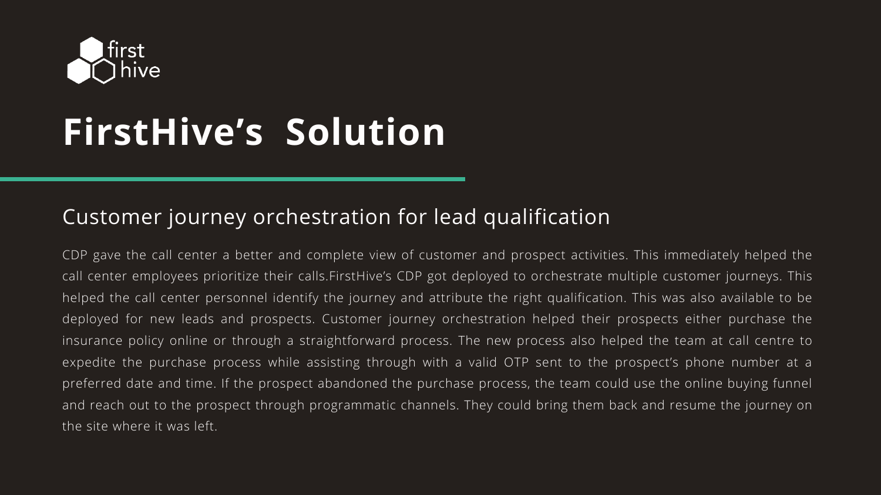# FirstHive's Solution

## Customer journey orchestration for lead qualification

CDP gave the call center a better and complete view of customer and prospect activities. This immediately helped the call center employees prioritize their calls.FirstHive's CDP got deployed to orchestrate multiple customer journeys. This helped the call center personnel identify the journey and attribute the right qualification. This was also available to be deployed for new leads and prospects. Customer journey orchestration helped their prospects either purchase the insurance policy online or through a straightforward process. The new process also helped the team at call centre to expedite the purchase process while assisting through with a valid OTP sent to the prospect's phone number at a preferred date and time. If the prospect abandoned the purchase process, the team could use the online buying funnel and reach out to the prospect through programmatic channels. They could bring them back and resume the journey on the site where it was left.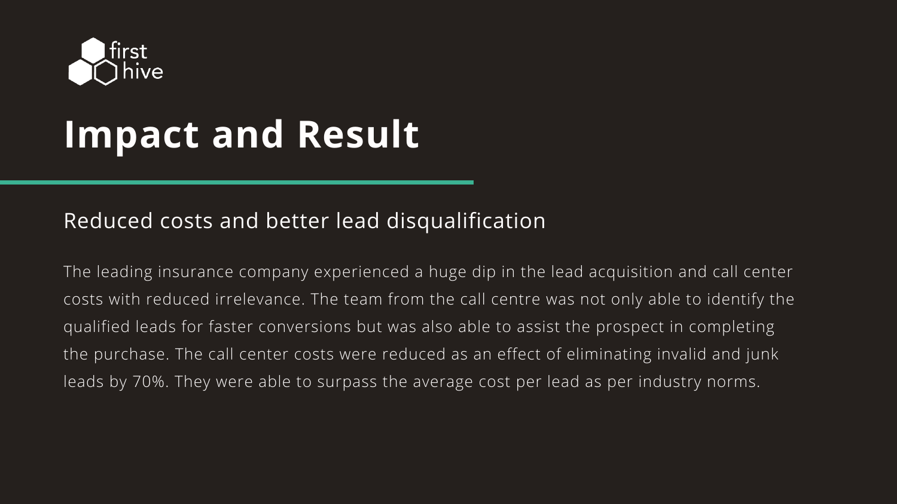first hive

# Impact and Result

## Reduced costs and better lead disqualification

The leading insurance company experienced a huge dip in the lead acquisition and call center costs with reduced irrelevance. The team from the call centre was not only able to identify the qualified leads for faster conversions but was also able to assist the prospect in completing the purchase. The call center costs were reduced as an effect of eliminating invalid and junk leads by 70%. They were able to surpass the average cost per lead as per industry norms.